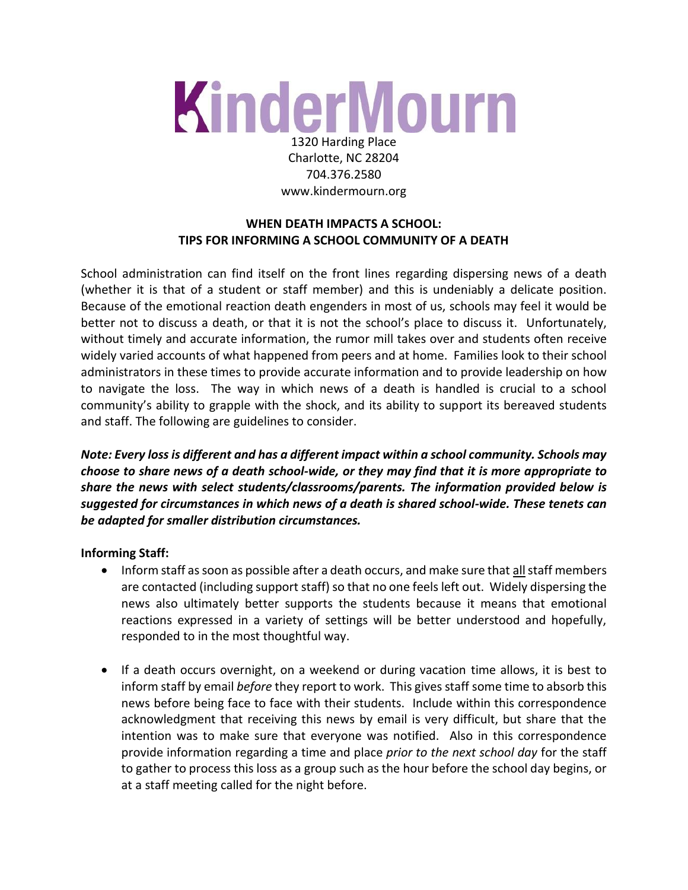# KinderMourn

1320 Harding Place
Charlotte, NC 28204
704.376.2580
www.kindermourn.org

## WHEN DEATH IMPACTS A SCHOOL: TIPS FOR INFORMING A SCHOOL COMMUNITY OF A DEATH

School administration can find itself on the front lines regarding dispersing news of a death (whether it is that of a student or staff member) and this is undeniably a delicate position. Because of the emotional reaction death engenders in most of us, schools may feel it would be better not to discuss a death, or that it is not the school's place to discuss it. Unfortunately, without timely and accurate information, the rumor mill takes over and students often receive widely varied accounts of what happened from peers and at home. Families look to their school administrators in these times to provide accurate information and to provide leadership on how to navigate the loss. The way in which news of a death is handled is crucial to a school community's ability to grapple with the shock, and its ability to support its bereaved students and staff. The following are guidelines to consider.

***Note: Every loss is different and has a different impact within a school community. Schools may choose to share news of a death school-wide, or they may find that it is more appropriate to share the news with select students/classrooms/parents. The information provided below is suggested for circumstances in which news of a death is shared school-wide. These tenets can be adapted for smaller distribution circumstances.***

**Informing Staff:**

- Inform staff as soon as possible after a death occurs, and make sure that all staff members are contacted (including support staff) so that no one feels left out. Widely dispersing the news also ultimately better supports the students because it means that emotional reactions expressed in a variety of settings will be better understood and hopefully, responded to in the most thoughtful way.
- If a death occurs overnight, on a weekend or during vacation time allows, it is best to inform staff by email *before* they report to work. This gives staff some time to absorb this news before being face to face with their students. Include within this correspondence acknowledgment that receiving this news by email is very difficult, but share that the intention was to make sure that everyone was notified. Also in this correspondence provide information regarding a time and place *prior to the next school day* for the staff to gather to process this loss as a group such as the hour before the school day begins, or at a staff meeting called for the night before.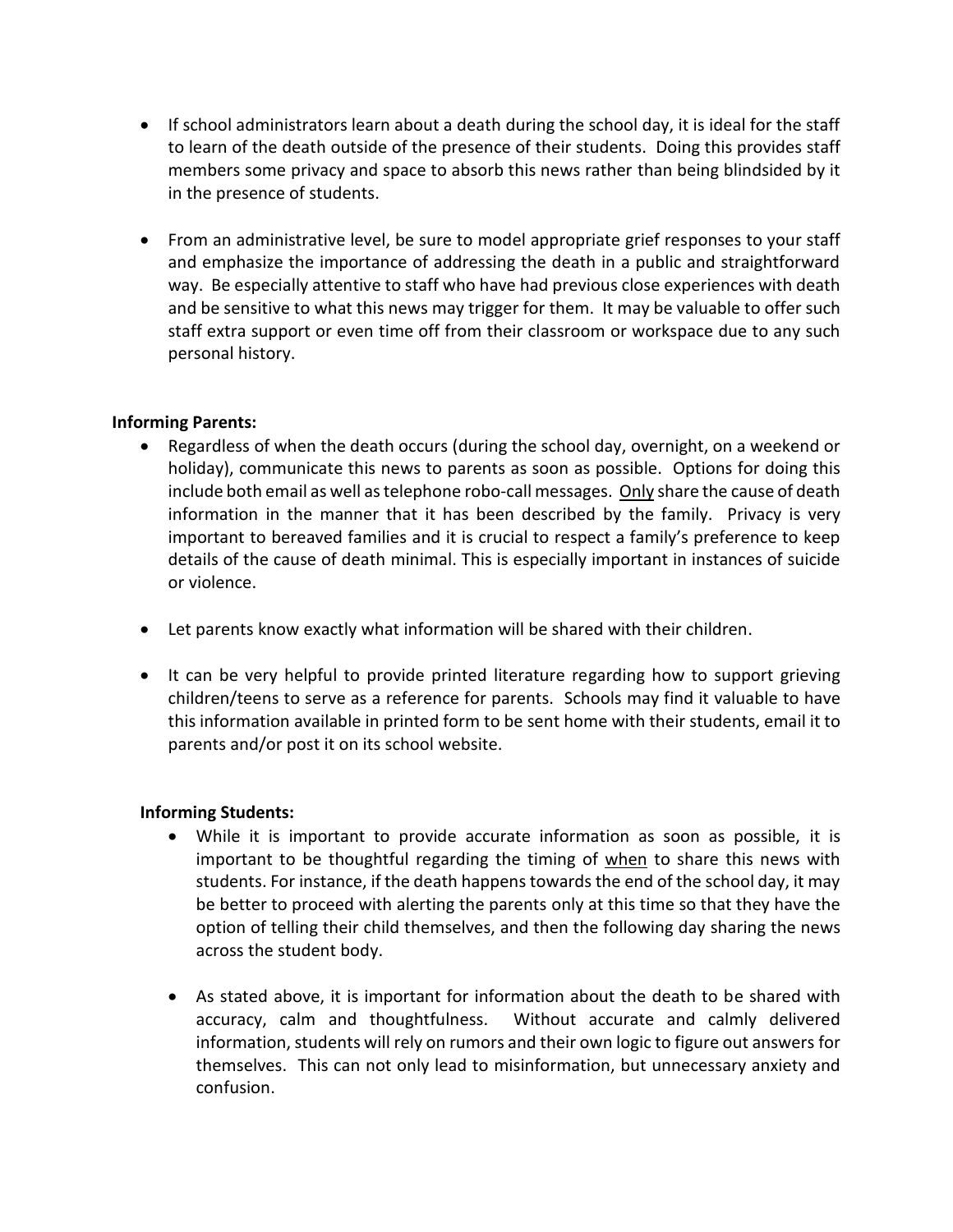- If school administrators learn about a death during the school day, it is ideal for the staff to learn of the death outside of the presence of their students. Doing this provides staff members some privacy and space to absorb this news rather than being blindsided by it in the presence of students.

- From an administrative level, be sure to model appropriate grief responses to your staff and emphasize the importance of addressing the death in a public and straightforward way. Be especially attentive to staff who have had previous close experiences with death and be sensitive to what this news may trigger for them. It may be valuable to offer such staff extra support or even time off from their classroom or workspace due to any such personal history.

**Informing Parents:**

- Regardless of when the death occurs (during the school day, overnight, on a weekend or holiday), communicate this news to parents as soon as possible. Options for doing this include both email as well as telephone robo-call messages. <u>Only</u> share the cause of death information in the manner that it has been described by the family. Privacy is very important to bereaved families and it is crucial to respect a family's preference to keep details of the cause of death minimal. This is especially important in instances of suicide or violence.

- Let parents know exactly what information will be shared with their children.

- It can be very helpful to provide printed literature regarding how to support grieving children/teens to serve as a reference for parents. Schools may find it valuable to have this information available in printed form to be sent home with their students, email it to parents and/or post it on its school website.

**Informing Students:**

- While it is important to provide accurate information as soon as possible, it is important to be thoughtful regarding the timing of <u>when</u> to share this news with students. For instance, if the death happens towards the end of the school day, it may be better to proceed with alerting the parents only at this time so that they have the option of telling their child themselves, and then the following day sharing the news across the student body.

- As stated above, it is important for information about the death to be shared with accuracy, calm and thoughtfulness. Without accurate and calmly delivered information, students will rely on rumors and their own logic to figure out answers for themselves. This can not only lead to misinformation, but unnecessary anxiety and confusion.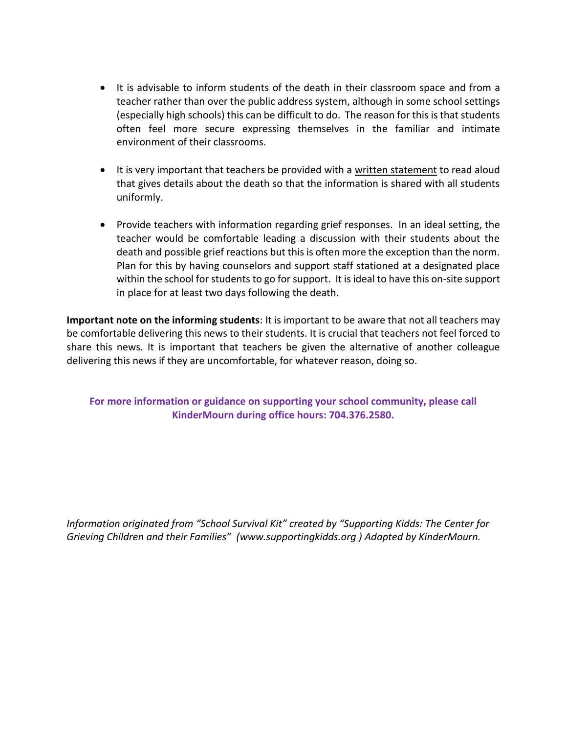- It is advisable to inform students of the death in their classroom space and from a teacher rather than over the public address system, although in some school settings (especially high schools) this can be difficult to do. The reason for this is that students often feel more secure expressing themselves in the familiar and intimate environment of their classrooms.

- It is very important that teachers be provided with a <u>written statement</u> to read aloud that gives details about the death so that the information is shared with all students uniformly.

- Provide teachers with information regarding grief responses. In an ideal setting, the teacher would be comfortable leading a discussion with their students about the death and possible grief reactions but this is often more the exception than the norm. Plan for this by having counselors and support staff stationed at a designated place within the school for students to go for support. It is ideal to have this on-site support in place for at least two days following the death.

**Important note on the informing students**: It is important to be aware that not all teachers may be comfortable delivering this news to their students. It is crucial that teachers not feel forced to share this news. It is important that teachers be given the alternative of another colleague delivering this news if they are uncomfortable, for whatever reason, doing so.

**For more information or guidance on supporting your school community, please call KinderMourn during office hours: 704.376.2580.**

*Information originated from "School Survival Kit" created by "Supporting Kidds: The Center for Grieving Children and their Families" (www.supportingkidds.org ) Adapted by KinderMourn.*